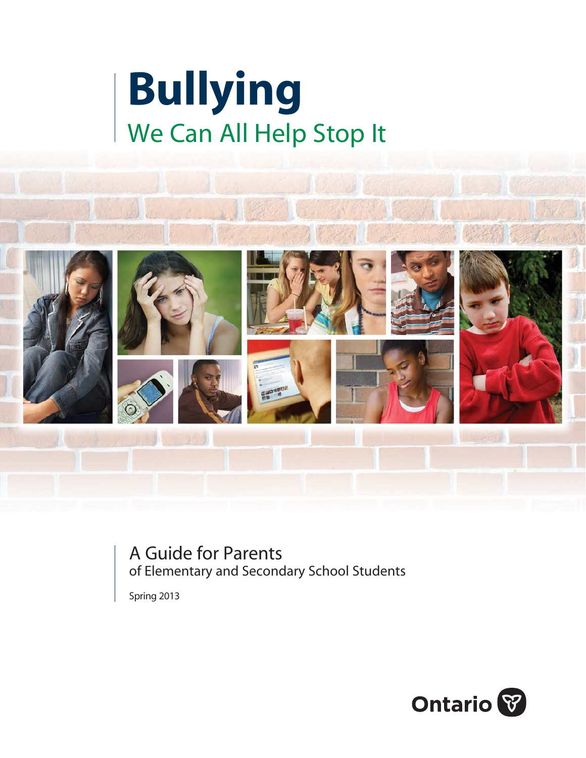# Bullying

## We Can All Help Stop It

A Guide for Parents
of Elementary and Secondary School Students

Spring 2013

Ontario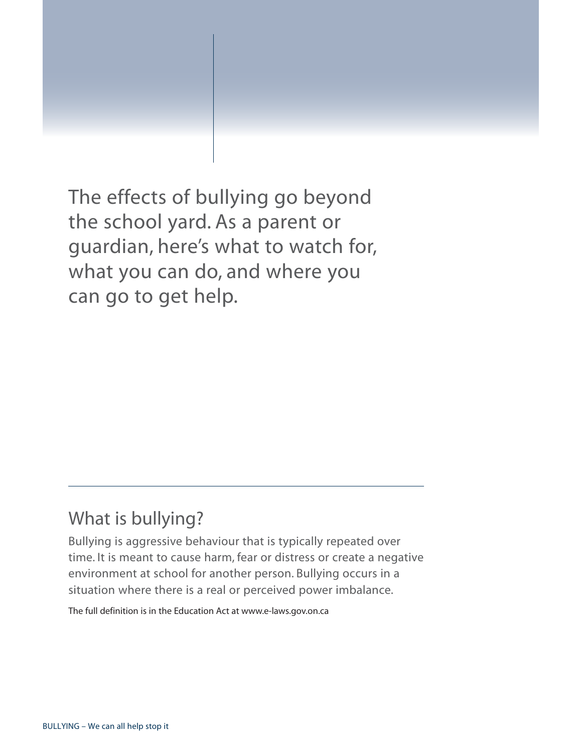The effects of bullying go beyond the school yard. As a parent or guardian, here's what to watch for, what you can do, and where you can go to get help.

## What is bullying?

Bullying is aggressive behaviour that is typically repeated over time. It is meant to cause harm, fear or distress or create a negative environment at school for another person. Bullying occurs in a situation where there is a real or perceived power imbalance.

The full definition is in the Education Act at www.e-laws.gov.on.ca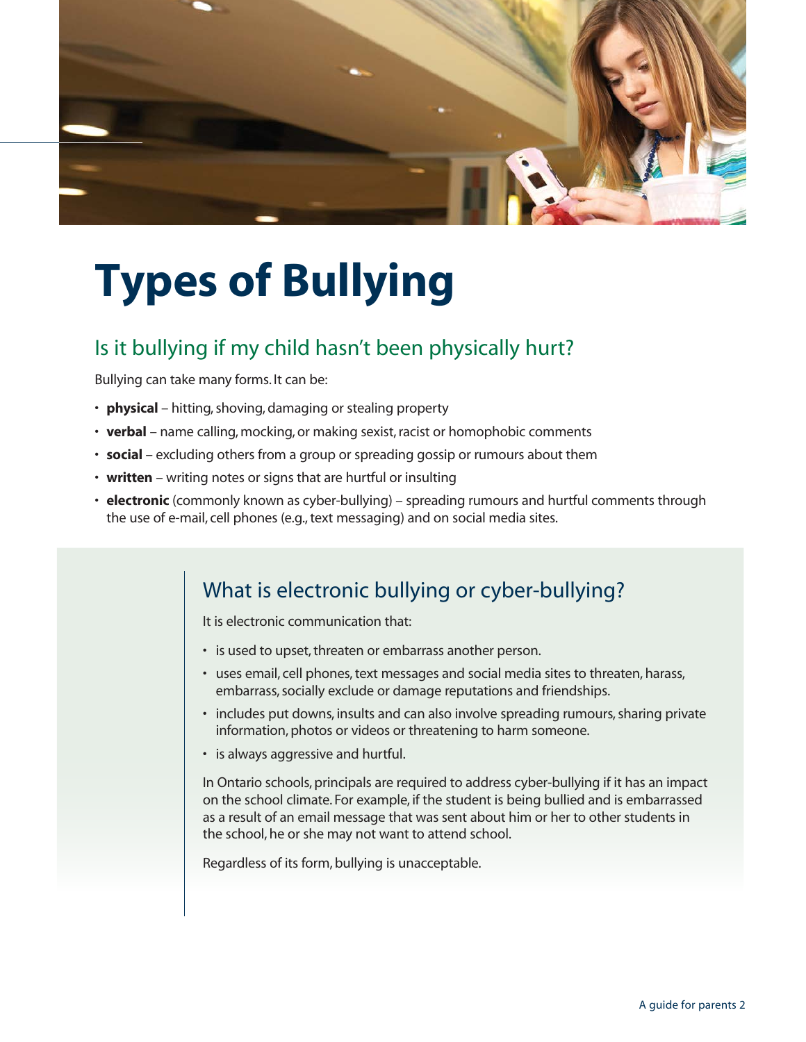# Types of Bullying

## Is it bullying if my child hasn't been physically hurt?

Bullying can take many forms. It can be:

- **physical** – hitting, shoving, damaging or stealing property
- **verbal** – name calling, mocking, or making sexist, racist or homophobic comments
- **social** – excluding others from a group or spreading gossip or rumours about them
- **written** – writing notes or signs that are hurtful or insulting
- **electronic** (commonly known as cyber-bullying) – spreading rumours and hurtful comments through the use of e-mail, cell phones (e.g., text messaging) and on social media sites.

## What is electronic bullying or cyber-bullying?

It is electronic communication that:

- is used to upset, threaten or embarrass another person.
- uses email, cell phones, text messages and social media sites to threaten, harass, embarrass, socially exclude or damage reputations and friendships.
- includes put downs, insults and can also involve spreading rumours, sharing private information, photos or videos or threatening to harm someone.
- is always aggressive and hurtful.

In Ontario schools, principals are required to address cyber-bullying if it has an impact on the school climate. For example, if the student is being bullied and is embarrassed as a result of an email message that was sent about him or her to other students in the school, he or she may not want to attend school.

Regardless of its form, bullying is unacceptable.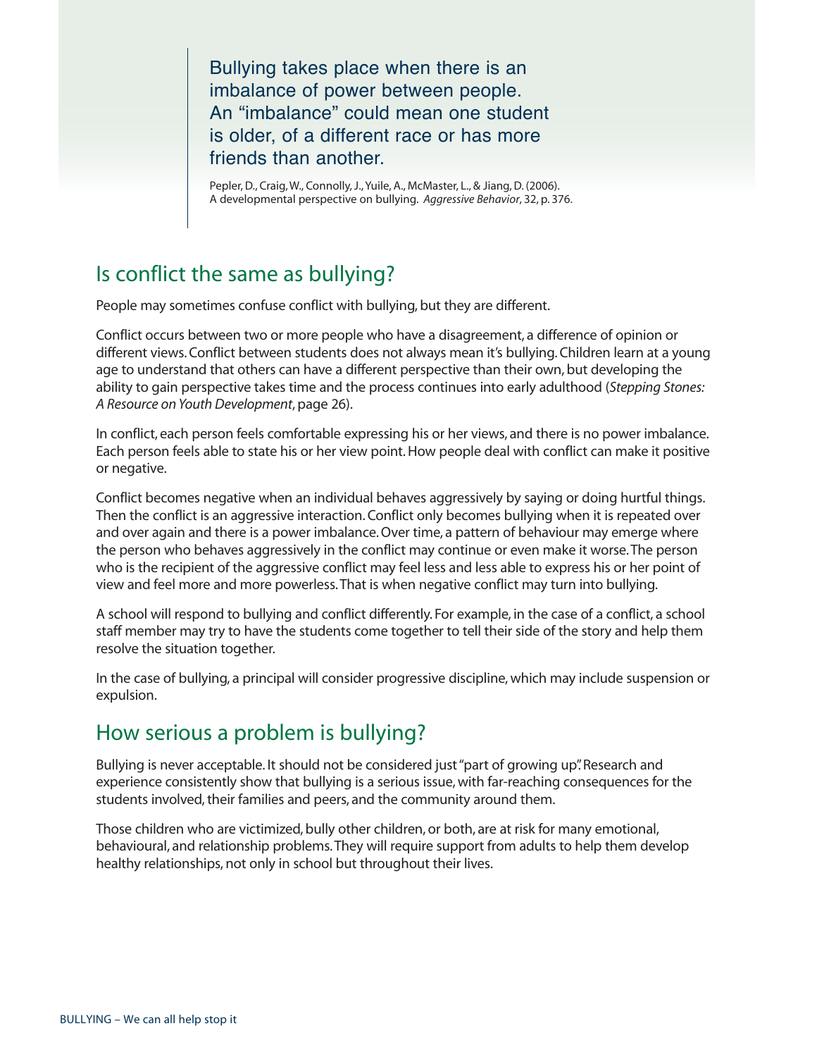> Bullying takes place when there is an imbalance of power between people. An "imbalance" could mean one student is older, of a different race or has more friends than another.
>
> Pepler, D., Craig, W., Connolly, J., Yuile, A., McMaster, L., & Jiang, D. (2006). A developmental perspective on bullying. *Aggressive Behavior*, 32, p. 376.

## Is conflict the same as bullying?

People may sometimes confuse conflict with bullying, but they are different.

Conflict occurs between two or more people who have a disagreement, a difference of opinion or different views. Conflict between students does not always mean it's bullying. Children learn at a young age to understand that others can have a different perspective than their own, but developing the ability to gain perspective takes time and the process continues into early adulthood (*Stepping Stones: A Resource on Youth Development*, page 26).

In conflict, each person feels comfortable expressing his or her views, and there is no power imbalance. Each person feels able to state his or her view point. How people deal with conflict can make it positive or negative.

Conflict becomes negative when an individual behaves aggressively by saying or doing hurtful things. Then the conflict is an aggressive interaction. Conflict only becomes bullying when it is repeated over and over again and there is a power imbalance. Over time, a pattern of behaviour may emerge where the person who behaves aggressively in the conflict may continue or even make it worse. The person who is the recipient of the aggressive conflict may feel less and less able to express his or her point of view and feel more and more powerless. That is when negative conflict may turn into bullying.

A school will respond to bullying and conflict differently. For example, in the case of a conflict, a school staff member may try to have the students come together to tell their side of the story and help them resolve the situation together.

In the case of bullying, a principal will consider progressive discipline, which may include suspension or expulsion.

## How serious a problem is bullying?

Bullying is never acceptable. It should not be considered just "part of growing up". Research and experience consistently show that bullying is a serious issue, with far-reaching consequences for the students involved, their families and peers, and the community around them.

Those children who are victimized, bully other children, or both, are at risk for many emotional, behavioural, and relationship problems. They will require support from adults to help them develop healthy relationships, not only in school but throughout their lives.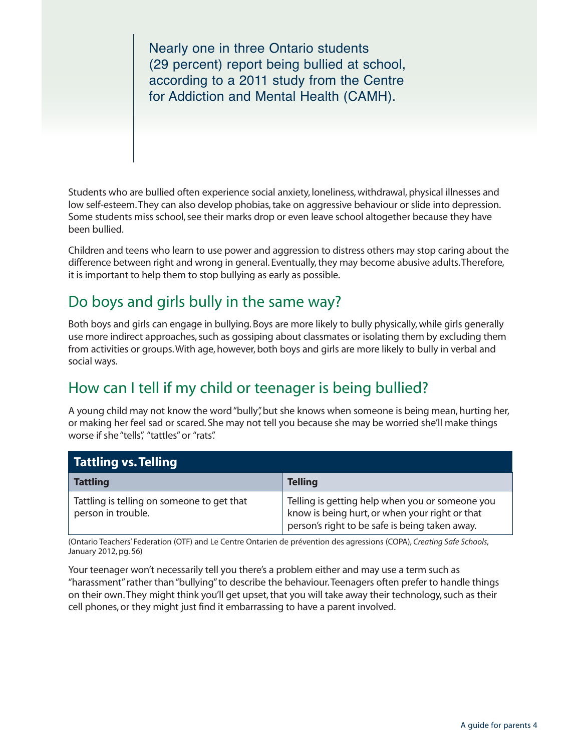> Nearly one in three Ontario students (29 percent) report being bullied at school, according to a 2011 study from the Centre for Addiction and Mental Health (CAMH).

Students who are bullied often experience social anxiety, loneliness, withdrawal, physical illnesses and low self-esteem. They can also develop phobias, take on aggressive behaviour or slide into depression. Some students miss school, see their marks drop or even leave school altogether because they have been bullied.

Children and teens who learn to use power and aggression to distress others may stop caring about the difference between right and wrong in general. Eventually, they may become abusive adults. Therefore, it is important to help them to stop bullying as early as possible.

## Do boys and girls bully in the same way?

Both boys and girls can engage in bullying. Boys are more likely to bully physically, while girls generally use more indirect approaches, such as gossiping about classmates or isolating them by excluding them from activities or groups. With age, however, both boys and girls are more likely to bully in verbal and social ways.

## How can I tell if my child or teenager is being bullied?

A young child may not know the word "bully", but she knows when someone is being mean, hurting her, or making her feel sad or scared. She may not tell you because she may be worried she'll make things worse if she "tells", "tattles" or "rats".

**Tattling vs. Telling**

| Tattling | Telling |
|---|---|
| Tattling is telling on someone to get that person in trouble. | Telling is getting help when you or someone you know is being hurt, or when your right or that person's right to be safe is being taken away. |

(Ontario Teachers' Federation (OTF) and Le Centre Ontarien de prévention des agressions (COPA), *Creating Safe Schools*, January 2012, pg. 56)

Your teenager won't necessarily tell you there's a problem either and may use a term such as "harassment" rather than "bullying" to describe the behaviour. Teenagers often prefer to handle things on their own. They might think you'll get upset, that you will take away their technology, such as their cell phones, or they might just find it embarrassing to have a parent involved.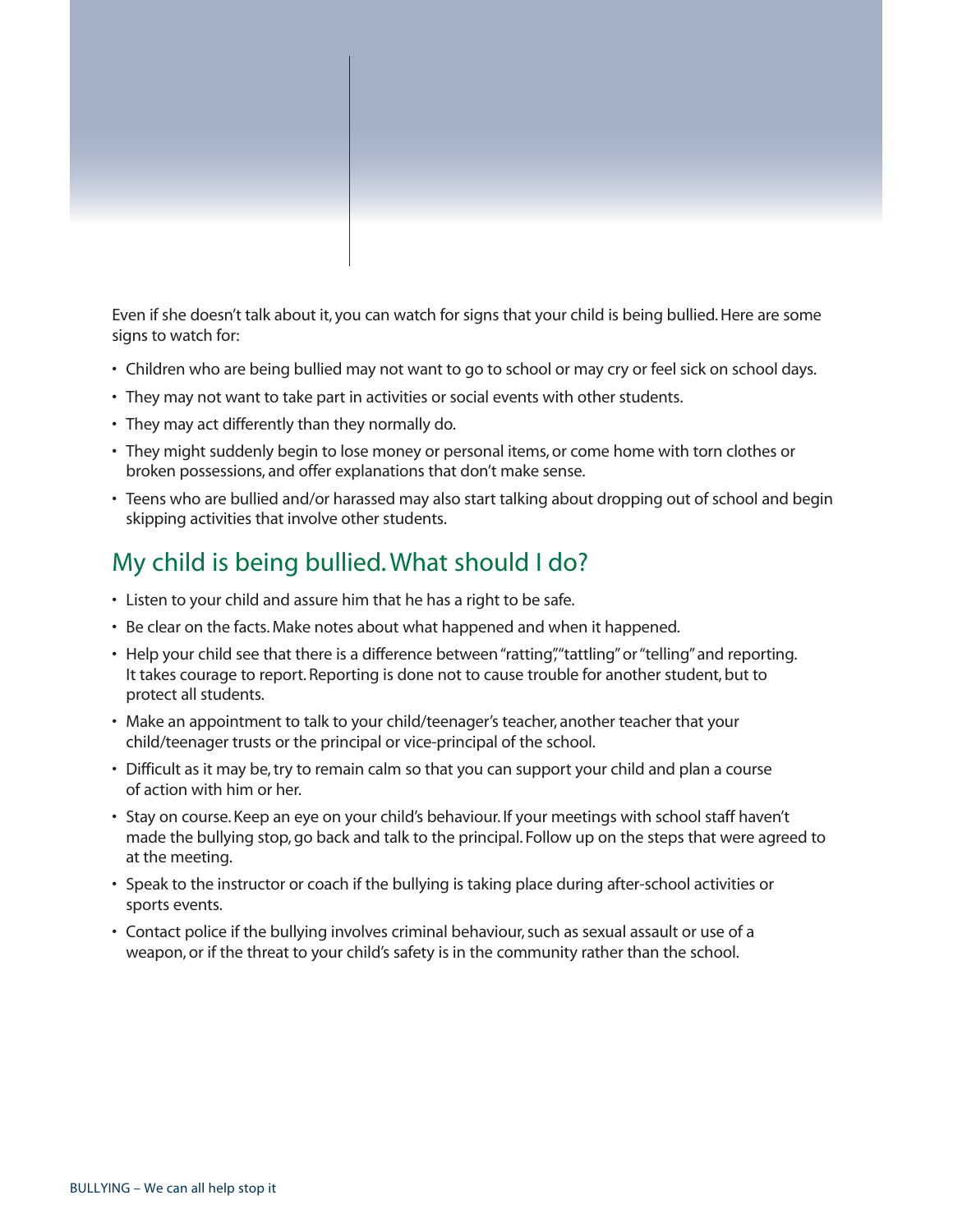Even if she doesn't talk about it, you can watch for signs that your child is being bullied. Here are some signs to watch for:

- Children who are being bullied may not want to go to school or may cry or feel sick on school days.
- They may not want to take part in activities or social events with other students.
- They may act differently than they normally do.
- They might suddenly begin to lose money or personal items, or come home with torn clothes or broken possessions, and offer explanations that don't make sense.
- Teens who are bullied and/or harassed may also start talking about dropping out of school and begin skipping activities that involve other students.

## My child is being bullied. What should I do?

- Listen to your child and assure him that he has a right to be safe.
- Be clear on the facts. Make notes about what happened and when it happened.
- Help your child see that there is a difference between "ratting," "tattling" or "telling" and reporting. It takes courage to report. Reporting is done not to cause trouble for another student, but to protect all students.
- Make an appointment to talk to your child/teenager's teacher, another teacher that your child/teenager trusts or the principal or vice-principal of the school.
- Difficult as it may be, try to remain calm so that you can support your child and plan a course of action with him or her.
- Stay on course. Keep an eye on your child's behaviour. If your meetings with school staff haven't made the bullying stop, go back and talk to the principal. Follow up on the steps that were agreed to at the meeting.
- Speak to the instructor or coach if the bullying is taking place during after-school activities or sports events.
- Contact police if the bullying involves criminal behaviour, such as sexual assault or use of a weapon, or if the threat to your child's safety is in the community rather than the school.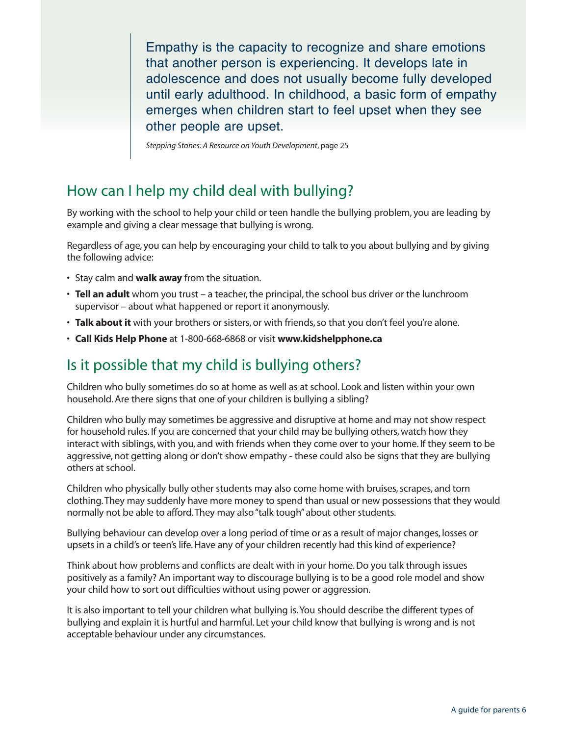> Empathy is the capacity to recognize and share emotions that another person is experiencing. It develops late in adolescence and does not usually become fully developed until early adulthood. In childhood, a basic form of empathy emerges when children start to feel upset when they see other people are upset.
>
> *Stepping Stones: A Resource on Youth Development*, page 25

## How can I help my child deal with bullying?

By working with the school to help your child or teen handle the bullying problem, you are leading by example and giving a clear message that bullying is wrong.

Regardless of age, you can help by encouraging your child to talk to you about bullying and by giving the following advice:

- Stay calm and **walk away** from the situation.
- **Tell an adult** whom you trust – a teacher, the principal, the school bus driver or the lunchroom supervisor – about what happened or report it anonymously.
- **Talk about it** with your brothers or sisters, or with friends, so that you don't feel you're alone.
- **Call Kids Help Phone** at 1-800-668-6868 or visit **www.kidshelpphone.ca**

## Is it possible that my child is bullying others?

Children who bully sometimes do so at home as well as at school. Look and listen within your own household. Are there signs that one of your children is bullying a sibling?

Children who bully may sometimes be aggressive and disruptive at home and may not show respect for household rules. If you are concerned that your child may be bullying others, watch how they interact with siblings, with you, and with friends when they come over to your home. If they seem to be aggressive, not getting along or don't show empathy - these could also be signs that they are bullying others at school.

Children who physically bully other students may also come home with bruises, scrapes, and torn clothing. They may suddenly have more money to spend than usual or new possessions that they would normally not be able to afford. They may also "talk tough" about other students.

Bullying behaviour can develop over a long period of time or as a result of major changes, losses or upsets in a child's or teen's life. Have any of your children recently had this kind of experience?

Think about how problems and conflicts are dealt with in your home. Do you talk through issues positively as a family? An important way to discourage bullying is to be a good role model and show your child how to sort out difficulties without using power or aggression.

It is also important to tell your children what bullying is. You should describe the different types of bullying and explain it is hurtful and harmful. Let your child know that bullying is wrong and is not acceptable behaviour under any circumstances.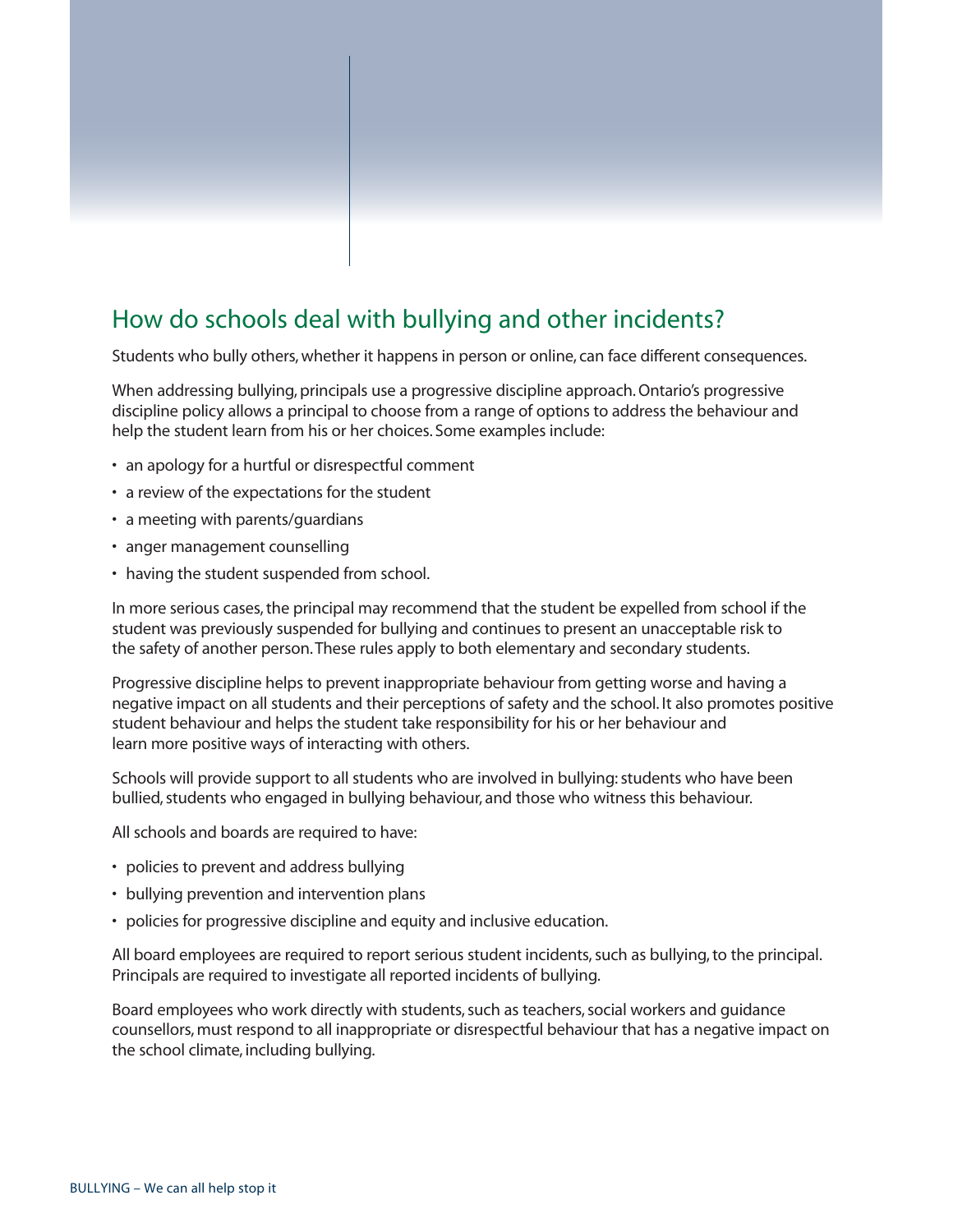## How do schools deal with bullying and other incidents?

Students who bully others, whether it happens in person or online, can face different consequences.

When addressing bullying, principals use a progressive discipline approach. Ontario's progressive discipline policy allows a principal to choose from a range of options to address the behaviour and help the student learn from his or her choices. Some examples include:

- an apology for a hurtful or disrespectful comment
- a review of the expectations for the student
- a meeting with parents/guardians
- anger management counselling
- having the student suspended from school.

In more serious cases, the principal may recommend that the student be expelled from school if the student was previously suspended for bullying and continues to present an unacceptable risk to the safety of another person. These rules apply to both elementary and secondary students.

Progressive discipline helps to prevent inappropriate behaviour from getting worse and having a negative impact on all students and their perceptions of safety and the school. It also promotes positive student behaviour and helps the student take responsibility for his or her behaviour and learn more positive ways of interacting with others.

Schools will provide support to all students who are involved in bullying: students who have been bullied, students who engaged in bullying behaviour, and those who witness this behaviour.

All schools and boards are required to have:

- policies to prevent and address bullying
- bullying prevention and intervention plans
- policies for progressive discipline and equity and inclusive education.

All board employees are required to report serious student incidents, such as bullying, to the principal. Principals are required to investigate all reported incidents of bullying.

Board employees who work directly with students, such as teachers, social workers and guidance counsellors, must respond to all inappropriate or disrespectful behaviour that has a negative impact on the school climate, including bullying.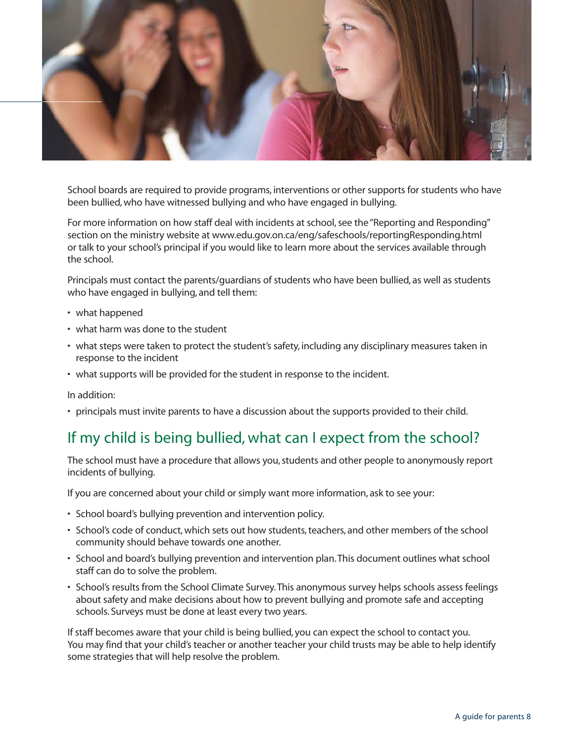School boards are required to provide programs, interventions or other supports for students who have been bullied, who have witnessed bullying and who have engaged in bullying.

For more information on how staff deal with incidents at school, see the "Reporting and Responding" section on the ministry website at www.edu.gov.on.ca/eng/safeschools/reportingResponding.html or talk to your school's principal if you would like to learn more about the services available through the school.

Principals must contact the parents/guardians of students who have been bullied, as well as students who have engaged in bullying, and tell them:

- what happened
- what harm was done to the student
- what steps were taken to protect the student's safety, including any disciplinary measures taken in response to the incident
- what supports will be provided for the student in response to the incident.

In addition:

- principals must invite parents to have a discussion about the supports provided to their child.

## If my child is being bullied, what can I expect from the school?

The school must have a procedure that allows you, students and other people to anonymously report incidents of bullying.

If you are concerned about your child or simply want more information, ask to see your:

- School board's bullying prevention and intervention policy.
- School's code of conduct, which sets out how students, teachers, and other members of the school community should behave towards one another.
- School and board's bullying prevention and intervention plan. This document outlines what school staff can do to solve the problem.
- School's results from the School Climate Survey. This anonymous survey helps schools assess feelings about safety and make decisions about how to prevent bullying and promote safe and accepting schools. Surveys must be done at least every two years.

If staff becomes aware that your child is being bullied, you can expect the school to contact you. You may find that your child's teacher or another teacher your child trusts may be able to help identify some strategies that will help resolve the problem.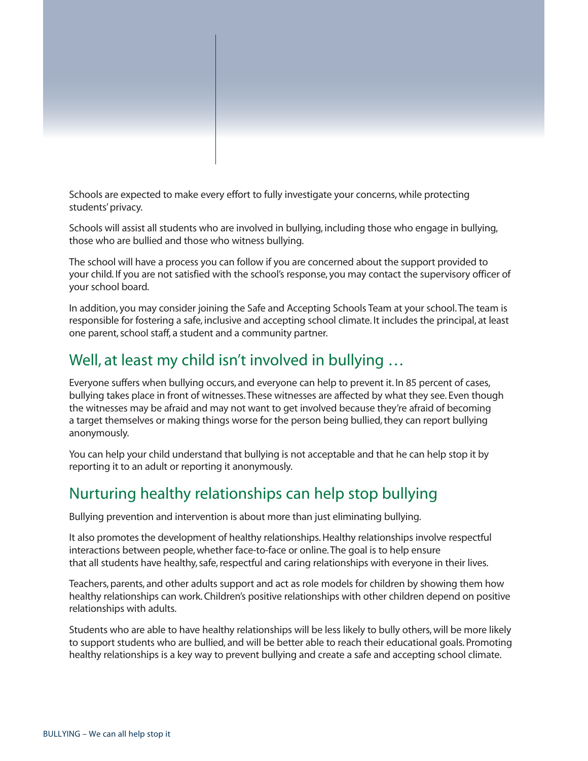Schools are expected to make every effort to fully investigate your concerns, while protecting students' privacy.

Schools will assist all students who are involved in bullying, including those who engage in bullying, those who are bullied and those who witness bullying.

The school will have a process you can follow if you are concerned about the support provided to your child. If you are not satisfied with the school's response, you may contact the supervisory officer of your school board.

In addition, you may consider joining the Safe and Accepting Schools Team at your school. The team is responsible for fostering a safe, inclusive and accepting school climate. It includes the principal, at least one parent, school staff, a student and a community partner.

## Well, at least my child isn't involved in bullying …

Everyone suffers when bullying occurs, and everyone can help to prevent it. In 85 percent of cases, bullying takes place in front of witnesses. These witnesses are affected by what they see. Even though the witnesses may be afraid and may not want to get involved because they're afraid of becoming a target themselves or making things worse for the person being bullied, they can report bullying anonymously.

You can help your child understand that bullying is not acceptable and that he can help stop it by reporting it to an adult or reporting it anonymously.

## Nurturing healthy relationships can help stop bullying

Bullying prevention and intervention is about more than just eliminating bullying.

It also promotes the development of healthy relationships. Healthy relationships involve respectful interactions between people, whether face-to-face or online. The goal is to help ensure that all students have healthy, safe, respectful and caring relationships with everyone in their lives.

Teachers, parents, and other adults support and act as role models for children by showing them how healthy relationships can work. Children's positive relationships with other children depend on positive relationships with adults.

Students who are able to have healthy relationships will be less likely to bully others, will be more likely to support students who are bullied, and will be better able to reach their educational goals. Promoting healthy relationships is a key way to prevent bullying and create a safe and accepting school climate.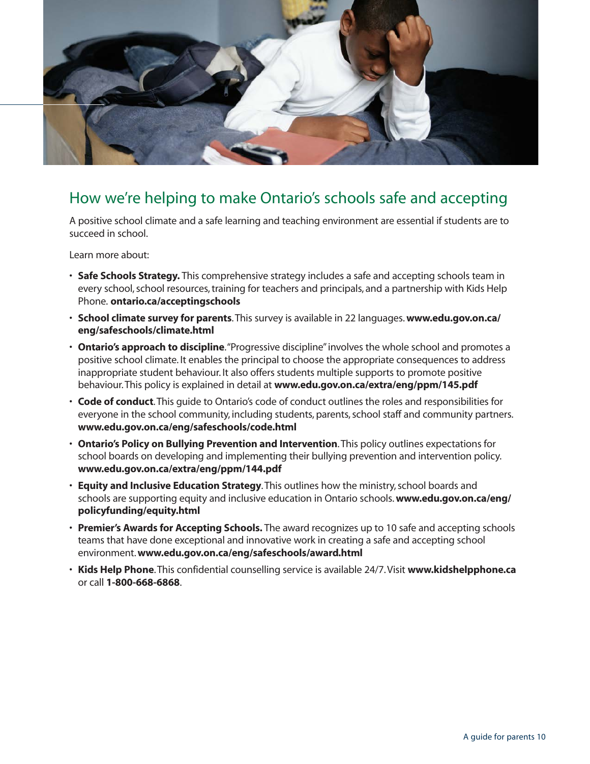## How we're helping to make Ontario's schools safe and accepting

A positive school climate and a safe learning and teaching environment are essential if students are to succeed in school.

Learn more about:

- **Safe Schools Strategy.** This comprehensive strategy includes a safe and accepting schools team in every school, school resources, training for teachers and principals, and a partnership with Kids Help Phone. **ontario.ca/acceptingschools**
- **School climate survey for parents**. This survey is available in 22 languages. **www.edu.gov.on.ca/eng/safeschools/climate.html**
- **Ontario's approach to discipline**. "Progressive discipline" involves the whole school and promotes a positive school climate. It enables the principal to choose the appropriate consequences to address inappropriate student behaviour. It also offers students multiple supports to promote positive behaviour. This policy is explained in detail at **www.edu.gov.on.ca/extra/eng/ppm/145.pdf**
- **Code of conduct**. This guide to Ontario's code of conduct outlines the roles and responsibilities for everyone in the school community, including students, parents, school staff and community partners. **www.edu.gov.on.ca/eng/safeschools/code.html**
- **Ontario's Policy on Bullying Prevention and Intervention**. This policy outlines expectations for school boards on developing and implementing their bullying prevention and intervention policy. **www.edu.gov.on.ca/extra/eng/ppm/144.pdf**
- **Equity and Inclusive Education Strategy**. This outlines how the ministry, school boards and schools are supporting equity and inclusive education in Ontario schools. **www.edu.gov.on.ca/eng/policyfunding/equity.html**
- **Premier's Awards for Accepting Schools.** The award recognizes up to 10 safe and accepting schools teams that have done exceptional and innovative work in creating a safe and accepting school environment. **www.edu.gov.on.ca/eng/safeschools/award.html**
- **Kids Help Phone**. This confidential counselling service is available 24/7. Visit **www.kidshelpphone.ca** or call **1-800-668-6868**.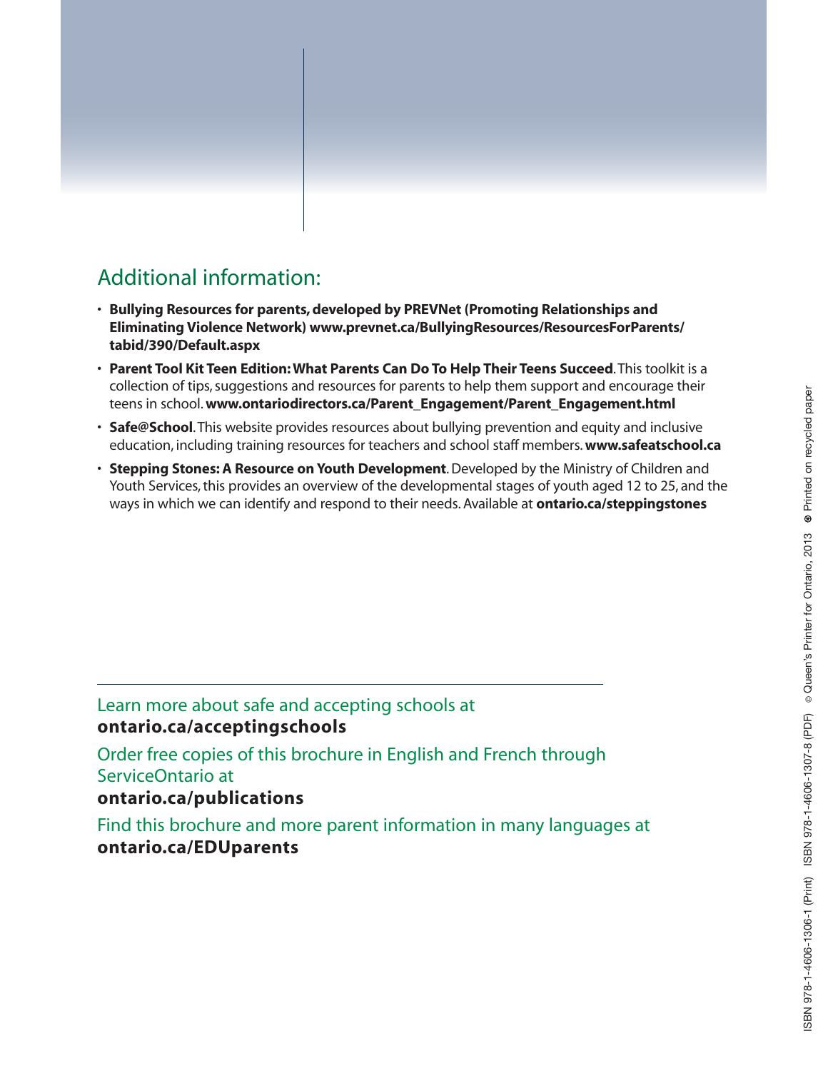## Additional information:

- **Bullying Resources for parents, developed by PREVNet (Promoting Relationships and Eliminating Violence Network) www.prevnet.ca/BullyingResources/ResourcesForParents/tabid/390/Default.aspx**
- **Parent Tool Kit Teen Edition: What Parents Can Do To Help Their Teens Succeed**. This toolkit is a collection of tips, suggestions and resources for parents to help them support and encourage their teens in school. **www.ontariodirectors.ca/Parent_Engagement/Parent_Engagement.html**
- **Safe@School**. This website provides resources about bullying prevention and equity and inclusive education, including training resources for teachers and school staff members. **www.safeatschool.ca**
- **Stepping Stones: A Resource on Youth Development**. Developed by the Ministry of Children and Youth Services, this provides an overview of the developmental stages of youth aged 12 to 25, and the ways in which we can identify and respond to their needs. Available at **ontario.ca/steppingstones**

---

Learn more about safe and accepting schools at
**ontario.ca/acceptingschools**

Order free copies of this brochure in English and French through ServiceOntario at
**ontario.ca/publications**

Find this brochure and more parent information in many languages at
**ontario.ca/EDUparents**

ISBN 978-1-4606-1306-1 (Print) ISBN 978-1-4606-1307-8 (PDF) © Queen's Printer for Ontario, 2013 Printed on recycled paper